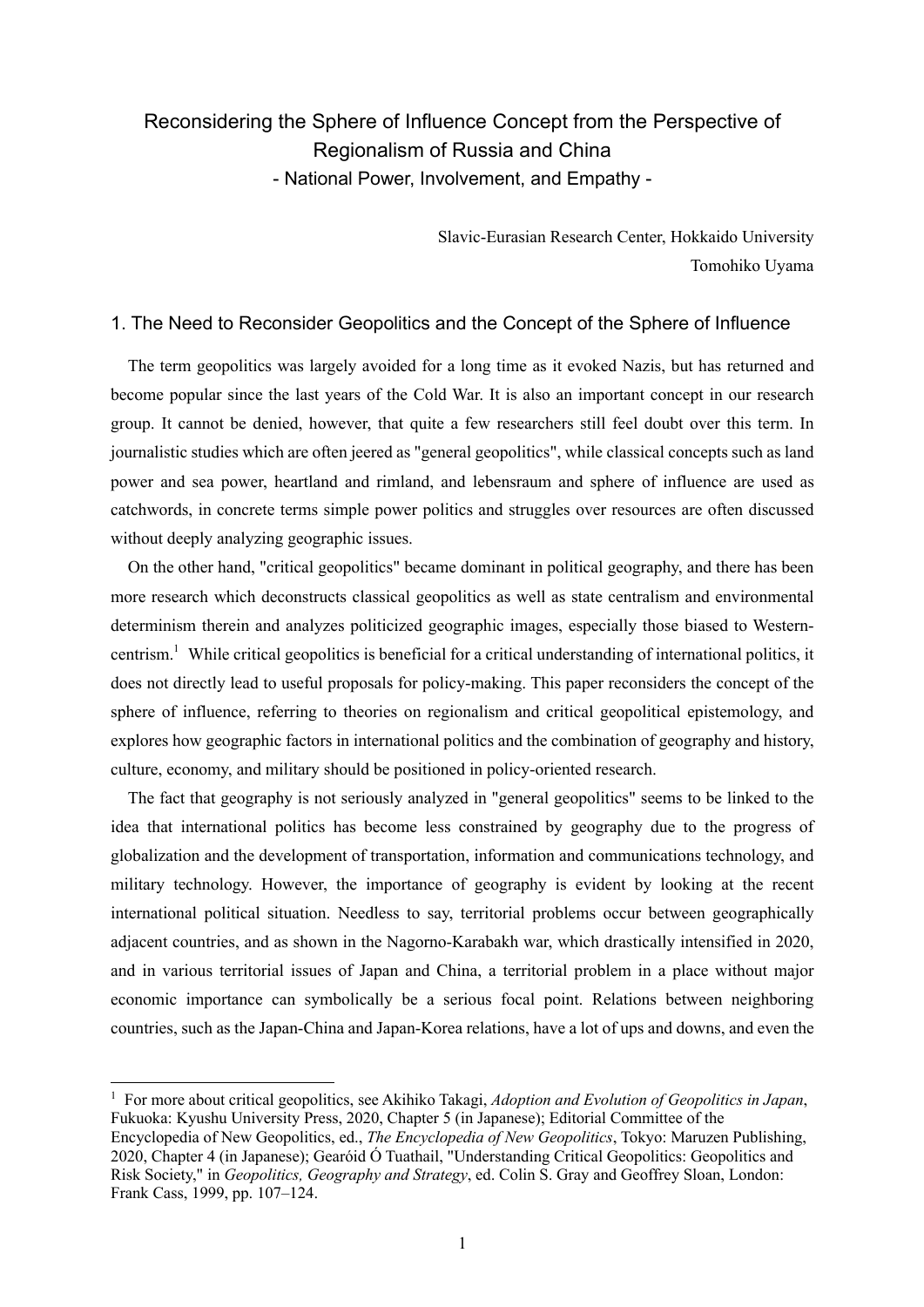# Reconsidering the Sphere of Influence Concept from the Perspective of Regionalism of Russia and China

## - National Power, Involvement, and Empathy -

Slavic-Eurasian Research Center, Hokkaido University

Tomohiko Uyama

## 1. The Need to Reconsider Geopolitics and the Concept of the Sphere of Influence

The term geopolitics was largely avoided for a long time as it evoked Nazis, but has returned and become popular since the last years of the Cold War. It is also an important concept in our research group. It cannot be denied, however, that quite a few researchers still feel doubt over this term. In journalistic studies which are often jeered as "general geopolitics", while classical concepts such as land power and sea power, heartland and rimland, and lebensraum and sphere of influence are used as catchwords, in concrete terms simple power politics and struggles over resources are often discussed without deeply analyzing geographic issues.

On the other hand, "critical geopolitics" became dominant in political geography, and there has been more research which deconstructs classical geopolitics as well as state centralism and environmental determinism therein and analyzes politicized geographic images, especially those biased to Western-centrism.[1] While critical geopolitics is beneficial for a critical understanding of international politics, it does not directly lead to useful proposals for policy-making. This paper reconsiders the concept of the sphere of influence, referring to theories on regionalism and critical geopolitical epistemology, and explores how geographic factors in international politics and the combination of geography and history, culture, economy, and military should be positioned in policy-oriented research.

The fact that geography is not seriously analyzed in "general geopolitics" seems to be linked to the idea that international politics has become less constrained by geography due to the progress of globalization and the development of transportation, information and communications technology, and military technology. However, the importance of geography is evident by looking at the recent international political situation. Needless to say, territorial problems occur between geographically adjacent countries, and as shown in the Nagorno-Karabakh war, which drastically intensified in 2020, and in various territorial issues of Japan and China, a territorial problem in a place without major economic importance can symbolically be a serious focal point. Relations between neighboring countries, such as the Japan-China and Japan-Korea relations, have a lot of ups and downs, and even the

---

[1] For more about critical geopolitics, see Akihiko Takagi, *Adoption and Evolution of Geopolitics in Japan*, Fukuoka: Kyushu University Press, 2020, Chapter 5 (in Japanese); Editorial Committee of the Encyclopedia of New Geopolitics, ed., *The Encyclopedia of New Geopolitics*, Tokyo: Maruzen Publishing, 2020, Chapter 4 (in Japanese); Gearóid Ó Tuathail, "Understanding Critical Geopolitics: Geopolitics and Risk Society," in *Geopolitics, Geography and Strategy*, ed. Colin S. Gray and Geoffrey Sloan, London: Frank Cass, 1999, pp. 107–124.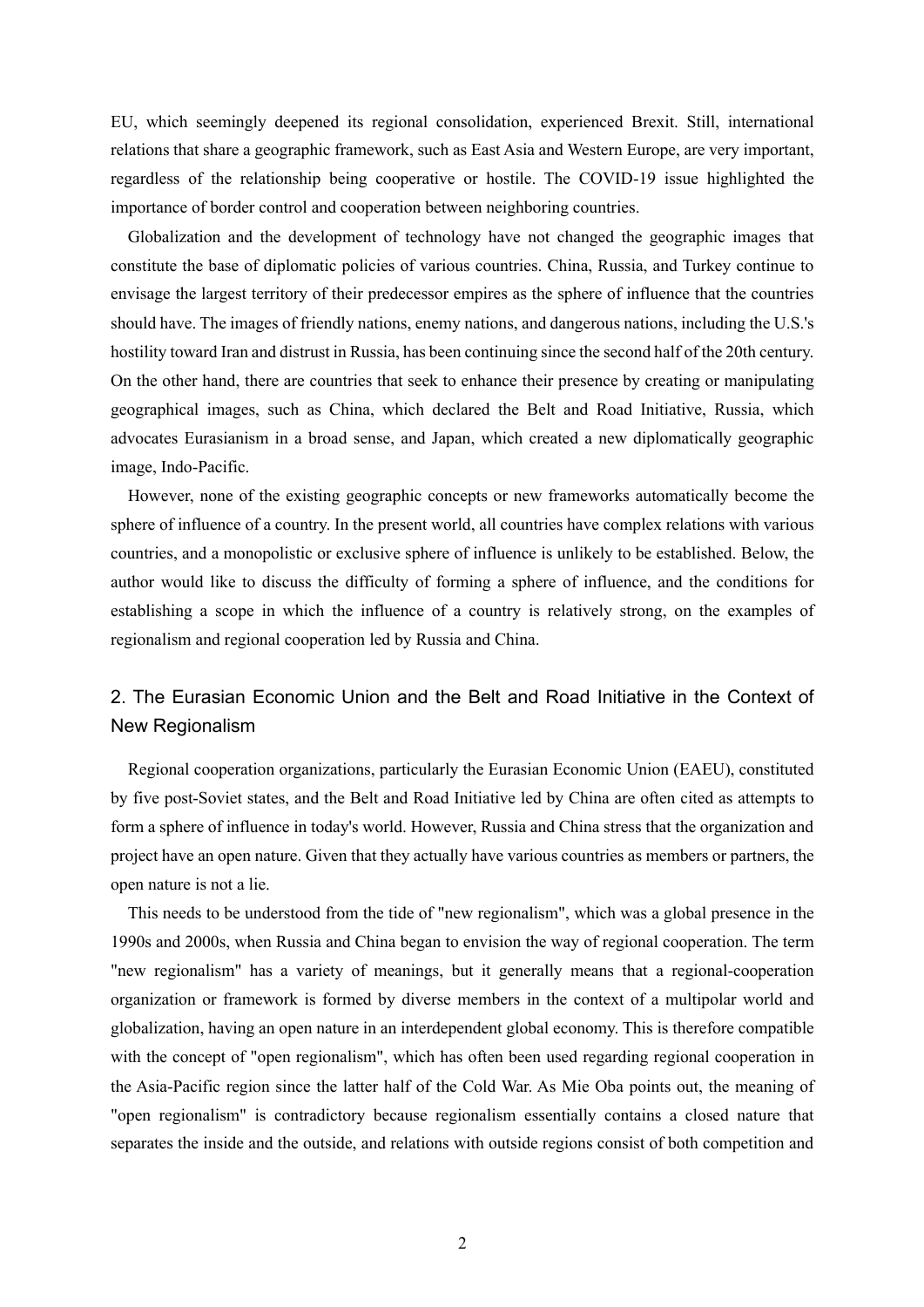EU, which seemingly deepened its regional consolidation, experienced Brexit. Still, international relations that share a geographic framework, such as East Asia and Western Europe, are very important, regardless of the relationship being cooperative or hostile. The COVID-19 issue highlighted the importance of border control and cooperation between neighboring countries.

Globalization and the development of technology have not changed the geographic images that constitute the base of diplomatic policies of various countries. China, Russia, and Turkey continue to envisage the largest territory of their predecessor empires as the sphere of influence that the countries should have. The images of friendly nations, enemy nations, and dangerous nations, including the U.S.'s hostility toward Iran and distrust in Russia, has been continuing since the second half of the 20th century. On the other hand, there are countries that seek to enhance their presence by creating or manipulating geographical images, such as China, which declared the Belt and Road Initiative, Russia, which advocates Eurasianism in a broad sense, and Japan, which created a new diplomatically geographic image, Indo-Pacific.

However, none of the existing geographic concepts or new frameworks automatically become the sphere of influence of a country. In the present world, all countries have complex relations with various countries, and a monopolistic or exclusive sphere of influence is unlikely to be established. Below, the author would like to discuss the difficulty of forming a sphere of influence, and the conditions for establishing a scope in which the influence of a country is relatively strong, on the examples of regionalism and regional cooperation led by Russia and China.

## 2. The Eurasian Economic Union and the Belt and Road Initiative in the Context of New Regionalism

Regional cooperation organizations, particularly the Eurasian Economic Union (EAEU), constituted by five post-Soviet states, and the Belt and Road Initiative led by China are often cited as attempts to form a sphere of influence in today's world. However, Russia and China stress that the organization and project have an open nature. Given that they actually have various countries as members or partners, the open nature is not a lie.

This needs to be understood from the tide of "new regionalism", which was a global presence in the 1990s and 2000s, when Russia and China began to envision the way of regional cooperation. The term "new regionalism" has a variety of meanings, but it generally means that a regional-cooperation organization or framework is formed by diverse members in the context of a multipolar world and globalization, having an open nature in an interdependent global economy. This is therefore compatible with the concept of "open regionalism", which has often been used regarding regional cooperation in the Asia-Pacific region since the latter half of the Cold War. As Mie Oba points out, the meaning of "open regionalism" is contradictory because regionalism essentially contains a closed nature that separates the inside and the outside, and relations with outside regions consist of both competition and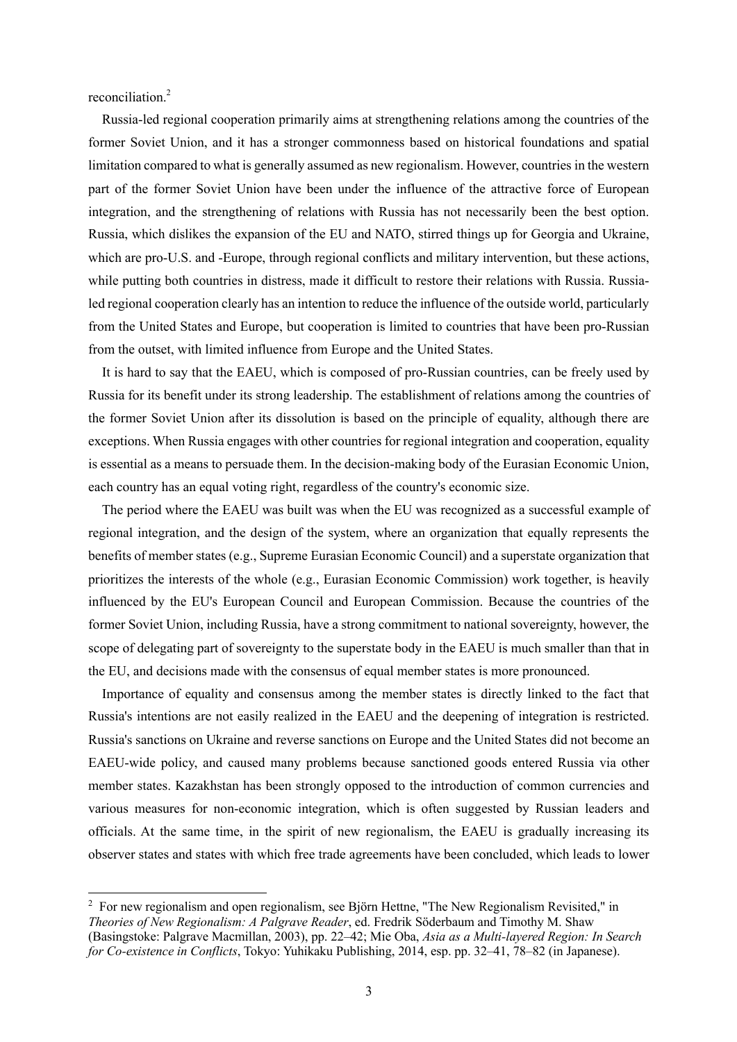reconciliation.[2]

Russia-led regional cooperation primarily aims at strengthening relations among the countries of the former Soviet Union, and it has a stronger commonness based on historical foundations and spatial limitation compared to what is generally assumed as new regionalism. However, countries in the western part of the former Soviet Union have been under the influence of the attractive force of European integration, and the strengthening of relations with Russia has not necessarily been the best option. Russia, which dislikes the expansion of the EU and NATO, stirred things up for Georgia and Ukraine, which are pro-U.S. and -Europe, through regional conflicts and military intervention, but these actions, while putting both countries in distress, made it difficult to restore their relations with Russia. Russia-led regional cooperation clearly has an intention to reduce the influence of the outside world, particularly from the United States and Europe, but cooperation is limited to countries that have been pro-Russian from the outset, with limited influence from Europe and the United States.

It is hard to say that the EAEU, which is composed of pro-Russian countries, can be freely used by Russia for its benefit under its strong leadership. The establishment of relations among the countries of the former Soviet Union after its dissolution is based on the principle of equality, although there are exceptions. When Russia engages with other countries for regional integration and cooperation, equality is essential as a means to persuade them. In the decision-making body of the Eurasian Economic Union, each country has an equal voting right, regardless of the country's economic size.

The period where the EAEU was built was when the EU was recognized as a successful example of regional integration, and the design of the system, where an organization that equally represents the benefits of member states (e.g., Supreme Eurasian Economic Council) and a superstate organization that prioritizes the interests of the whole (e.g., Eurasian Economic Commission) work together, is heavily influenced by the EU's European Council and European Commission. Because the countries of the former Soviet Union, including Russia, have a strong commitment to national sovereignty, however, the scope of delegating part of sovereignty to the superstate body in the EAEU is much smaller than that in the EU, and decisions made with the consensus of equal member states is more pronounced.

Importance of equality and consensus among the member states is directly linked to the fact that Russia's intentions are not easily realized in the EAEU and the deepening of integration is restricted. Russia's sanctions on Ukraine and reverse sanctions on Europe and the United States did not become an EAEU-wide policy, and caused many problems because sanctioned goods entered Russia via other member states. Kazakhstan has been strongly opposed to the introduction of common currencies and various measures for non-economic integration, which is often suggested by Russian leaders and officials. At the same time, in the spirit of new regionalism, the EAEU is gradually increasing its observer states and states with which free trade agreements have been concluded, which leads to lower

---

[2] For new regionalism and open regionalism, see Björn Hettne, "The New Regionalism Revisited," in *Theories of New Regionalism: A Palgrave Reader*, ed. Fredrik Söderbaum and Timothy M. Shaw (Basingstoke: Palgrave Macmillan, 2003), pp. 22–42; Mie Oba, *Asia as a Multi-layered Region: In Search for Co-existence in Conflicts*, Tokyo: Yuhikaku Publishing, 2014, esp. pp. 32–41, 78–82 (in Japanese).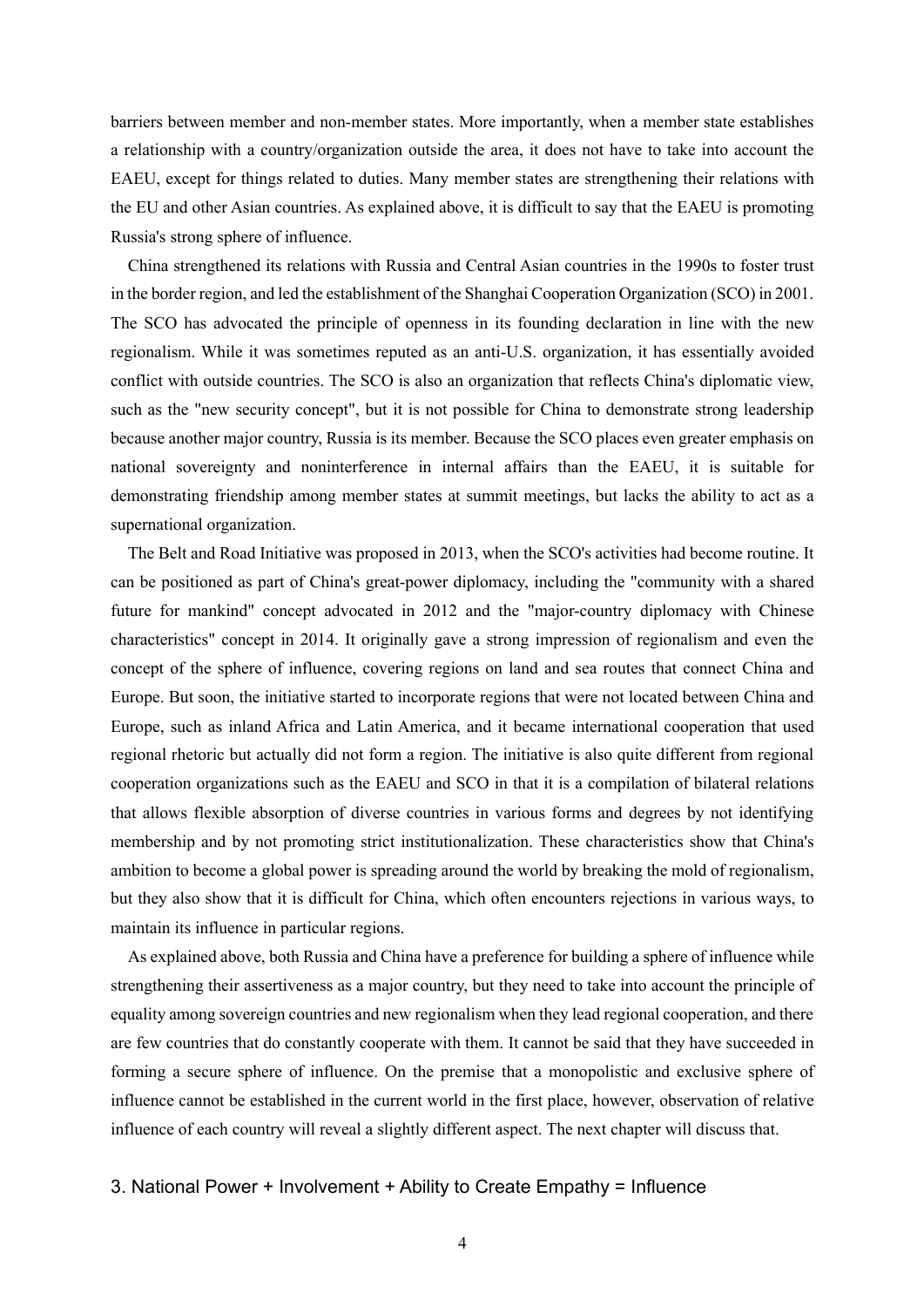barriers between member and non-member states. More importantly, when a member state establishes a relationship with a country/organization outside the area, it does not have to take into account the EAEU, except for things related to duties. Many member states are strengthening their relations with the EU and other Asian countries. As explained above, it is difficult to say that the EAEU is promoting Russia's strong sphere of influence.

China strengthened its relations with Russia and Central Asian countries in the 1990s to foster trust in the border region, and led the establishment of the Shanghai Cooperation Organization (SCO) in 2001. The SCO has advocated the principle of openness in its founding declaration in line with the new regionalism. While it was sometimes reputed as an anti-U.S. organization, it has essentially avoided conflict with outside countries. The SCO is also an organization that reflects China's diplomatic view, such as the "new security concept", but it is not possible for China to demonstrate strong leadership because another major country, Russia is its member. Because the SCO places even greater emphasis on national sovereignty and noninterference in internal affairs than the EAEU, it is suitable for demonstrating friendship among member states at summit meetings, but lacks the ability to act as a supernational organization.

The Belt and Road Initiative was proposed in 2013, when the SCO's activities had become routine. It can be positioned as part of China's great-power diplomacy, including the "community with a shared future for mankind" concept advocated in 2012 and the "major-country diplomacy with Chinese characteristics" concept in 2014. It originally gave a strong impression of regionalism and even the concept of the sphere of influence, covering regions on land and sea routes that connect China and Europe. But soon, the initiative started to incorporate regions that were not located between China and Europe, such as inland Africa and Latin America, and it became international cooperation that used regional rhetoric but actually did not form a region. The initiative is also quite different from regional cooperation organizations such as the EAEU and SCO in that it is a compilation of bilateral relations that allows flexible absorption of diverse countries in various forms and degrees by not identifying membership and by not promoting strict institutionalization. These characteristics show that China's ambition to become a global power is spreading around the world by breaking the mold of regionalism, but they also show that it is difficult for China, which often encounters rejections in various ways, to maintain its influence in particular regions.

As explained above, both Russia and China have a preference for building a sphere of influence while strengthening their assertiveness as a major country, but they need to take into account the principle of equality among sovereign countries and new regionalism when they lead regional cooperation, and there are few countries that do constantly cooperate with them. It cannot be said that they have succeeded in forming a secure sphere of influence. On the premise that a monopolistic and exclusive sphere of influence cannot be established in the current world in the first place, however, observation of relative influence of each country will reveal a slightly different aspect. The next chapter will discuss that.

## 3. National Power + Involvement + Ability to Create Empathy = Influence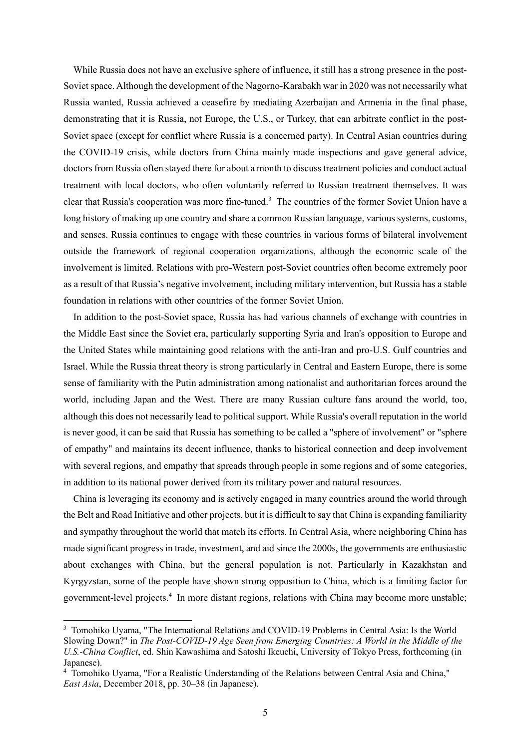While Russia does not have an exclusive sphere of influence, it still has a strong presence in the post-Soviet space. Although the development of the Nagorno-Karabakh war in 2020 was not necessarily what Russia wanted, Russia achieved a ceasefire by mediating Azerbaijan and Armenia in the final phase, demonstrating that it is Russia, not Europe, the U.S., or Turkey, that can arbitrate conflict in the post-Soviet space (except for conflict where Russia is a concerned party). In Central Asian countries during the COVID-19 crisis, while doctors from China mainly made inspections and gave general advice, doctors from Russia often stayed there for about a month to discuss treatment policies and conduct actual treatment with local doctors, who often voluntarily referred to Russian treatment themselves. It was clear that Russia's cooperation was more fine-tuned.[3] The countries of the former Soviet Union have a long history of making up one country and share a common Russian language, various systems, customs, and senses. Russia continues to engage with these countries in various forms of bilateral involvement outside the framework of regional cooperation organizations, although the economic scale of the involvement is limited. Relations with pro-Western post-Soviet countries often become extremely poor as a result of that Russia's negative involvement, including military intervention, but Russia has a stable foundation in relations with other countries of the former Soviet Union.

In addition to the post-Soviet space, Russia has had various channels of exchange with countries in the Middle East since the Soviet era, particularly supporting Syria and Iran's opposition to Europe and the United States while maintaining good relations with the anti-Iran and pro-U.S. Gulf countries and Israel. While the Russia threat theory is strong particularly in Central and Eastern Europe, there is some sense of familiarity with the Putin administration among nationalist and authoritarian forces around the world, including Japan and the West. There are many Russian culture fans around the world, too, although this does not necessarily lead to political support. While Russia's overall reputation in the world is never good, it can be said that Russia has something to be called a "sphere of involvement" or "sphere of empathy" and maintains its decent influence, thanks to historical connection and deep involvement with several regions, and empathy that spreads through people in some regions and of some categories, in addition to its national power derived from its military power and natural resources.

China is leveraging its economy and is actively engaged in many countries around the world through the Belt and Road Initiative and other projects, but it is difficult to say that China is expanding familiarity and sympathy throughout the world that match its efforts. In Central Asia, where neighboring China has made significant progress in trade, investment, and aid since the 2000s, the governments are enthusiastic about exchanges with China, but the general population is not. Particularly in Kazakhstan and Kyrgyzstan, some of the people have shown strong opposition to China, which is a limiting factor for government-level projects.[4] In more distant regions, relations with China may become more unstable;

---

[3] Tomohiko Uyama, "The International Relations and COVID-19 Problems in Central Asia: Is the World Slowing Down?" in *The Post-COVID-19 Age Seen from Emerging Countries: A World in the Middle of the U.S.-China Conflict*, ed. Shin Kawashima and Satoshi Ikeuchi, University of Tokyo Press, forthcoming (in Japanese).

[4] Tomohiko Uyama, "For a Realistic Understanding of the Relations between Central Asia and China," *East Asia*, December 2018, pp. 30–38 (in Japanese).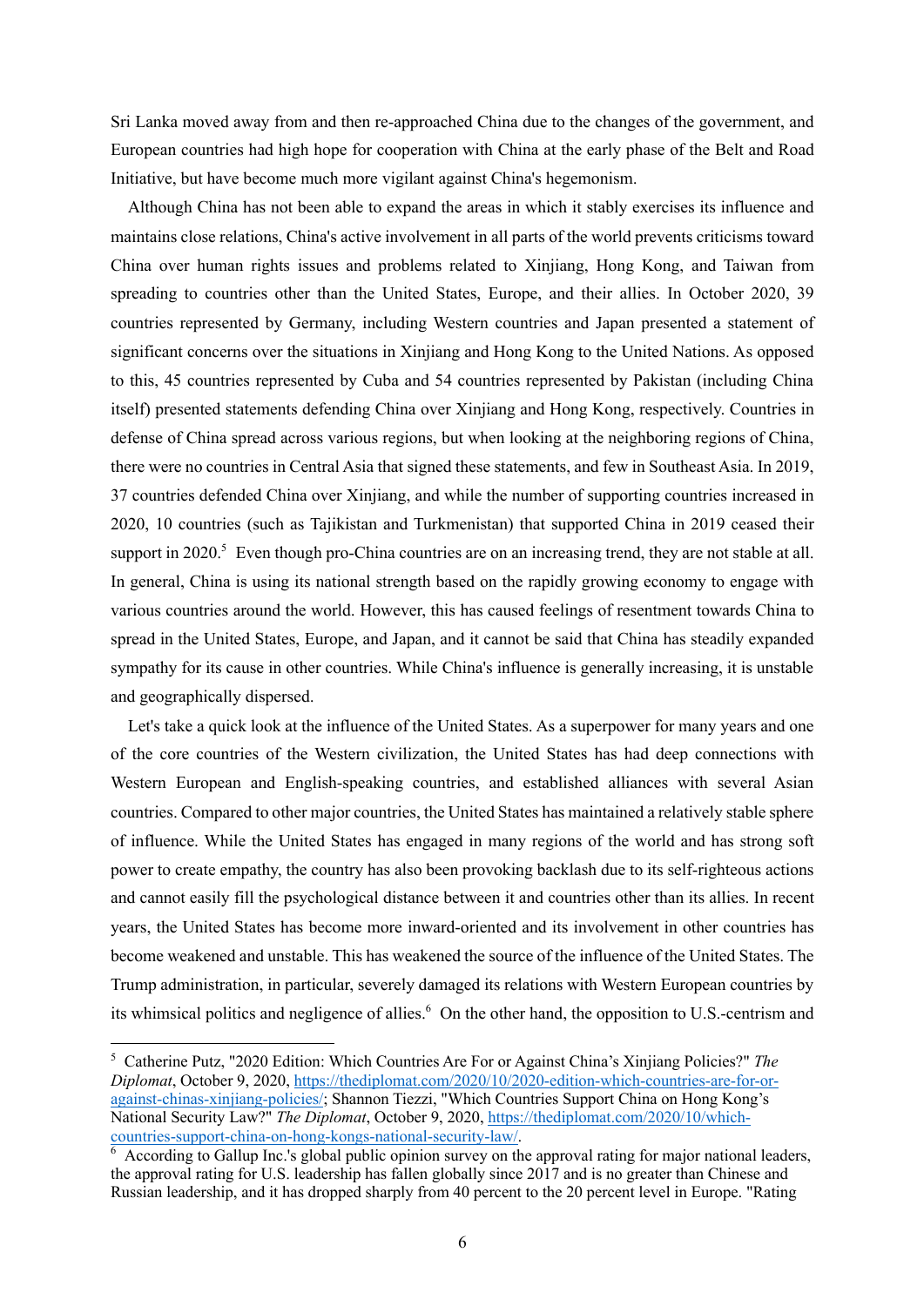Sri Lanka moved away from and then re-approached China due to the changes of the government, and European countries had high hope for cooperation with China at the early phase of the Belt and Road Initiative, but have become much more vigilant against China's hegemonism.

Although China has not been able to expand the areas in which it stably exercises its influence and maintains close relations, China's active involvement in all parts of the world prevents criticisms toward China over human rights issues and problems related to Xinjiang, Hong Kong, and Taiwan from spreading to countries other than the United States, Europe, and their allies. In October 2020, 39 countries represented by Germany, including Western countries and Japan presented a statement of significant concerns over the situations in Xinjiang and Hong Kong to the United Nations. As opposed to this, 45 countries represented by Cuba and 54 countries represented by Pakistan (including China itself) presented statements defending China over Xinjiang and Hong Kong, respectively. Countries in defense of China spread across various regions, but when looking at the neighboring regions of China, there were no countries in Central Asia that signed these statements, and few in Southeast Asia. In 2019, 37 countries defended China over Xinjiang, and while the number of supporting countries increased in 2020, 10 countries (such as Tajikistan and Turkmenistan) that supported China in 2019 ceased their support in 2020.[5] Even though pro-China countries are on an increasing trend, they are not stable at all. In general, China is using its national strength based on the rapidly growing economy to engage with various countries around the world. However, this has caused feelings of resentment towards China to spread in the United States, Europe, and Japan, and it cannot be said that China has steadily expanded sympathy for its cause in other countries. While China's influence is generally increasing, it is unstable and geographically dispersed.

Let's take a quick look at the influence of the United States. As a superpower for many years and one of the core countries of the Western civilization, the United States has had deep connections with Western European and English-speaking countries, and established alliances with several Asian countries. Compared to other major countries, the United States has maintained a relatively stable sphere of influence. While the United States has engaged in many regions of the world and has strong soft power to create empathy, the country has also been provoking backlash due to its self-righteous actions and cannot easily fill the psychological distance between it and countries other than its allies. In recent years, the United States has become more inward-oriented and its involvement in other countries has become weakened and unstable. This has weakened the source of the influence of the United States. The Trump administration, in particular, severely damaged its relations with Western European countries by its whimsical politics and negligence of allies.[6] On the other hand, the opposition to U.S.-centrism and

---

[5] Catherine Putz, "2020 Edition: Which Countries Are For or Against China's Xinjiang Policies?" *The Diplomat*, October 9, 2020, https://thediplomat.com/2020/10/2020-edition-which-countries-are-for-or-against-chinas-xinjiang-policies/; Shannon Tiezzi, "Which Countries Support China on Hong Kong's National Security Law?" *The Diplomat*, October 9, 2020, https://thediplomat.com/2020/10/which-countries-support-china-on-hong-kongs-national-security-law/.

[6] According to Gallup Inc.'s global public opinion survey on the approval rating for major national leaders, the approval rating for U.S. leadership has fallen globally since 2017 and is no greater than Chinese and Russian leadership, and it has dropped sharply from 40 percent to the 20 percent level in Europe. "Rating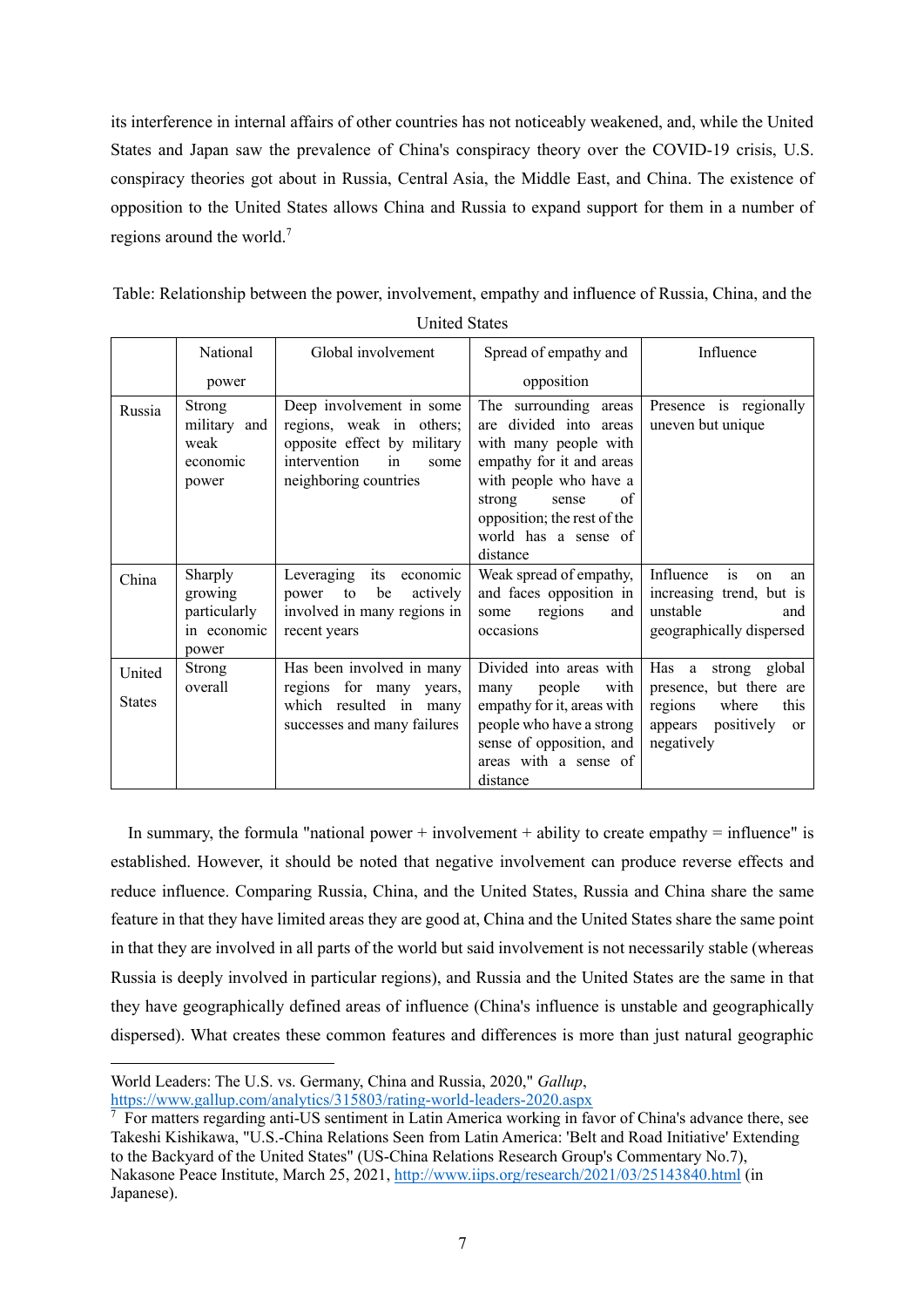its interference in internal affairs of other countries has not noticeably weakened, and, while the United States and Japan saw the prevalence of China's conspiracy theory over the COVID-19 crisis, U.S. conspiracy theories got about in Russia, Central Asia, the Middle East, and China. The existence of opposition to the United States allows China and Russia to expand support for them in a number of regions around the world.[7]

Table: Relationship between the power, involvement, empathy and influence of Russia, China, and the United States

| | National power | Global involvement | Spread of empathy and opposition | Influence |
|---|---|---|---|---|
| Russia | Strong military and weak economic power | Deep involvement in some regions, weak in others; opposite effect by military intervention in some neighboring countries | The surrounding areas are divided into areas with many people with empathy for it and areas with people who have a strong sense of opposition; the rest of the world has a sense of distance | Presence is regionally uneven but unique |
| China | Sharply growing particularly in economic power | Leveraging its economic power to be actively involved in many regions in recent years | Weak spread of empathy, and faces opposition in some regions and occasions | Influence is on an increasing trend, but is unstable and geographically dispersed |
| United States | Strong overall | Has been involved in many regions for many years, which resulted in many successes and many failures | Divided into areas with many people with empathy for it, areas with people who have a strong sense of opposition, and areas with a sense of distance | Has a strong global presence, but there are regions where this appears positively or negatively |

In summary, the formula "national power + involvement + ability to create empathy = influence" is established. However, it should be noted that negative involvement can produce reverse effects and reduce influence. Comparing Russia, China, and the United States, Russia and China share the same feature in that they have limited areas they are good at, China and the United States share the same point in that they are involved in all parts of the world but said involvement is not necessarily stable (whereas Russia is deeply involved in particular regions), and Russia and the United States are the same in that they have geographically defined areas of influence (China's influence is unstable and geographically dispersed). What creates these common features and differences is more than just natural geographic

---

World Leaders: The U.S. vs. Germany, China and Russia, 2020," *Gallup*, https://www.gallup.com/analytics/315803/rating-world-leaders-2020.aspx

[7] For matters regarding anti-US sentiment in Latin America working in favor of China's advance there, see Takeshi Kishikawa, "U.S.-China Relations Seen from Latin America: 'Belt and Road Initiative' Extending to the Backyard of the United States" (US-China Relations Research Group's Commentary No.7), Nakasone Peace Institute, March 25, 2021, http://www.iips.org/research/2021/03/25143840.html (in Japanese).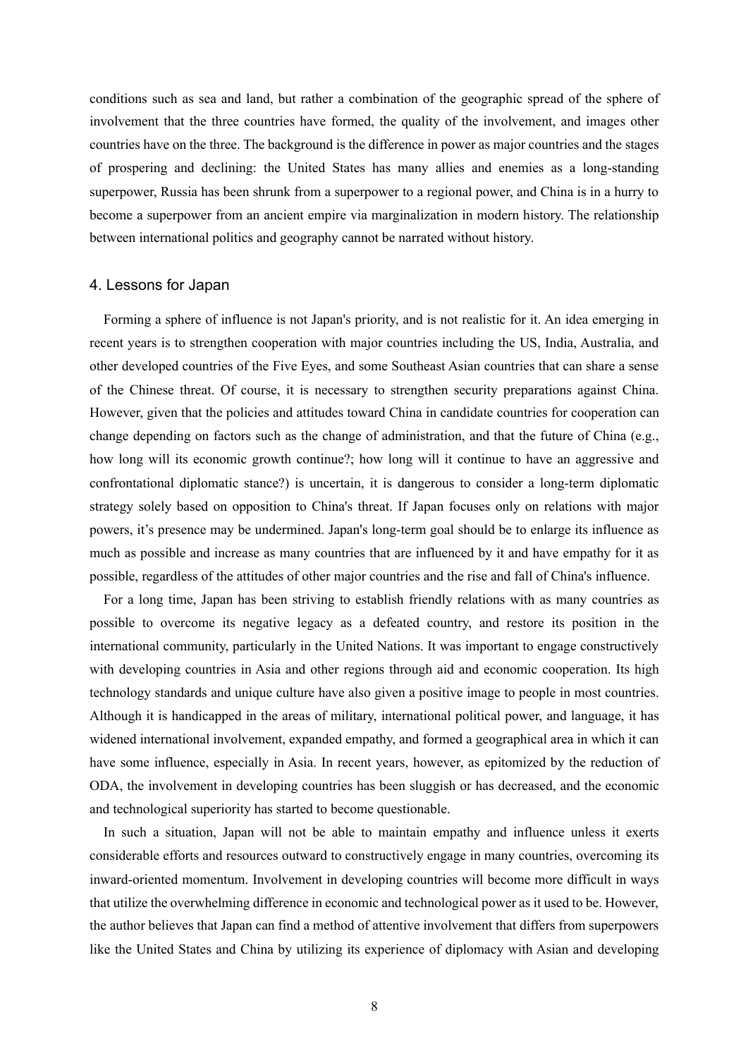conditions such as sea and land, but rather a combination of the geographic spread of the sphere of involvement that the three countries have formed, the quality of the involvement, and images other countries have on the three. The background is the difference in power as major countries and the stages of prospering and declining: the United States has many allies and enemies as a long-standing superpower, Russia has been shrunk from a superpower to a regional power, and China is in a hurry to become a superpower from an ancient empire via marginalization in modern history. The relationship between international politics and geography cannot be narrated without history.

## 4. Lessons for Japan

Forming a sphere of influence is not Japan's priority, and is not realistic for it. An idea emerging in recent years is to strengthen cooperation with major countries including the US, India, Australia, and other developed countries of the Five Eyes, and some Southeast Asian countries that can share a sense of the Chinese threat. Of course, it is necessary to strengthen security preparations against China. However, given that the policies and attitudes toward China in candidate countries for cooperation can change depending on factors such as the change of administration, and that the future of China (e.g., how long will its economic growth continue?; how long will it continue to have an aggressive and confrontational diplomatic stance?) is uncertain, it is dangerous to consider a long-term diplomatic strategy solely based on opposition to China's threat. If Japan focuses only on relations with major powers, it's presence may be undermined. Japan's long-term goal should be to enlarge its influence as much as possible and increase as many countries that are influenced by it and have empathy for it as possible, regardless of the attitudes of other major countries and the rise and fall of China's influence.

For a long time, Japan has been striving to establish friendly relations with as many countries as possible to overcome its negative legacy as a defeated country, and restore its position in the international community, particularly in the United Nations. It was important to engage constructively with developing countries in Asia and other regions through aid and economic cooperation. Its high technology standards and unique culture have also given a positive image to people in most countries. Although it is handicapped in the areas of military, international political power, and language, it has widened international involvement, expanded empathy, and formed a geographical area in which it can have some influence, especially in Asia. In recent years, however, as epitomized by the reduction of ODA, the involvement in developing countries has been sluggish or has decreased, and the economic and technological superiority has started to become questionable.

In such a situation, Japan will not be able to maintain empathy and influence unless it exerts considerable efforts and resources outward to constructively engage in many countries, overcoming its inward-oriented momentum. Involvement in developing countries will become more difficult in ways that utilize the overwhelming difference in economic and technological power as it used to be. However, the author believes that Japan can find a method of attentive involvement that differs from superpowers like the United States and China by utilizing its experience of diplomacy with Asian and developing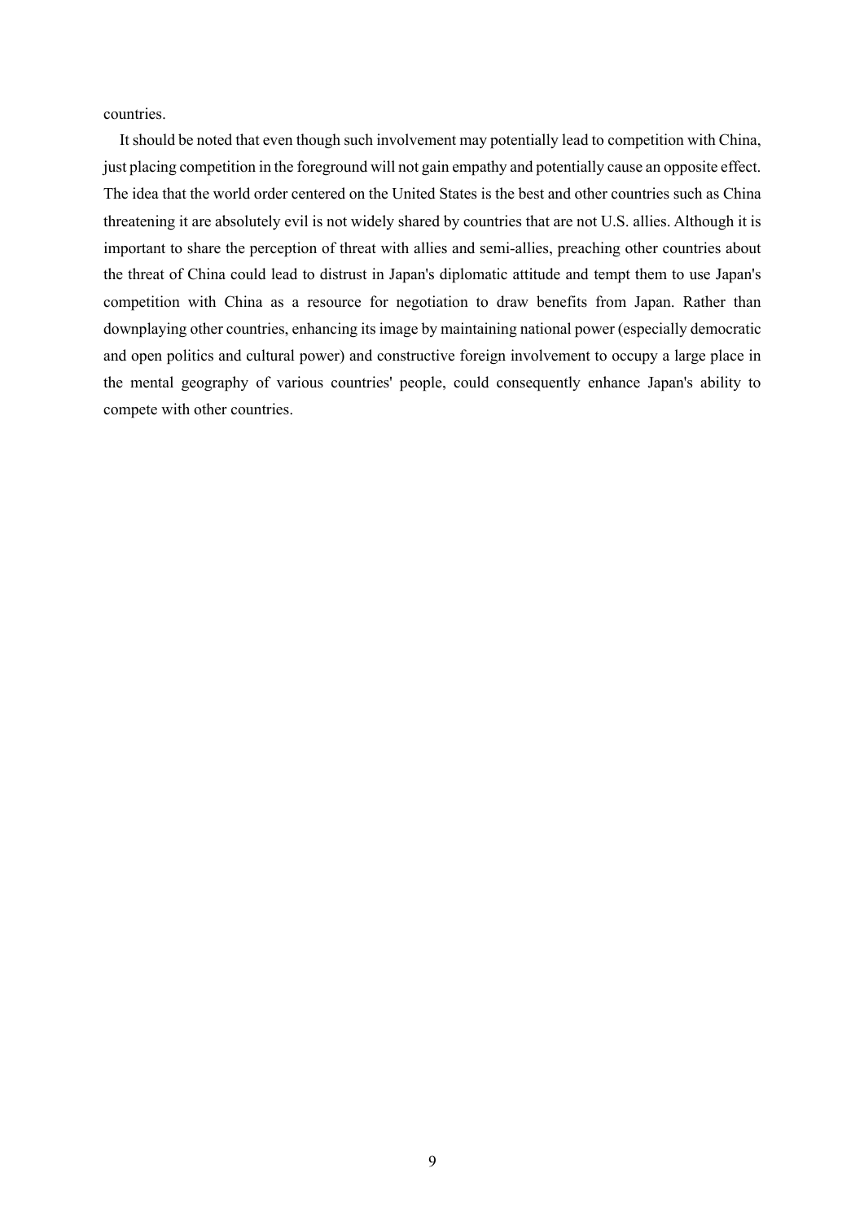countries.

It should be noted that even though such involvement may potentially lead to competition with China, just placing competition in the foreground will not gain empathy and potentially cause an opposite effect. The idea that the world order centered on the United States is the best and other countries such as China threatening it are absolutely evil is not widely shared by countries that are not U.S. allies. Although it is important to share the perception of threat with allies and semi-allies, preaching other countries about the threat of China could lead to distrust in Japan's diplomatic attitude and tempt them to use Japan's competition with China as a resource for negotiation to draw benefits from Japan. Rather than downplaying other countries, enhancing its image by maintaining national power (especially democratic and open politics and cultural power) and constructive foreign involvement to occupy a large place in the mental geography of various countries' people, could consequently enhance Japan's ability to compete with other countries.